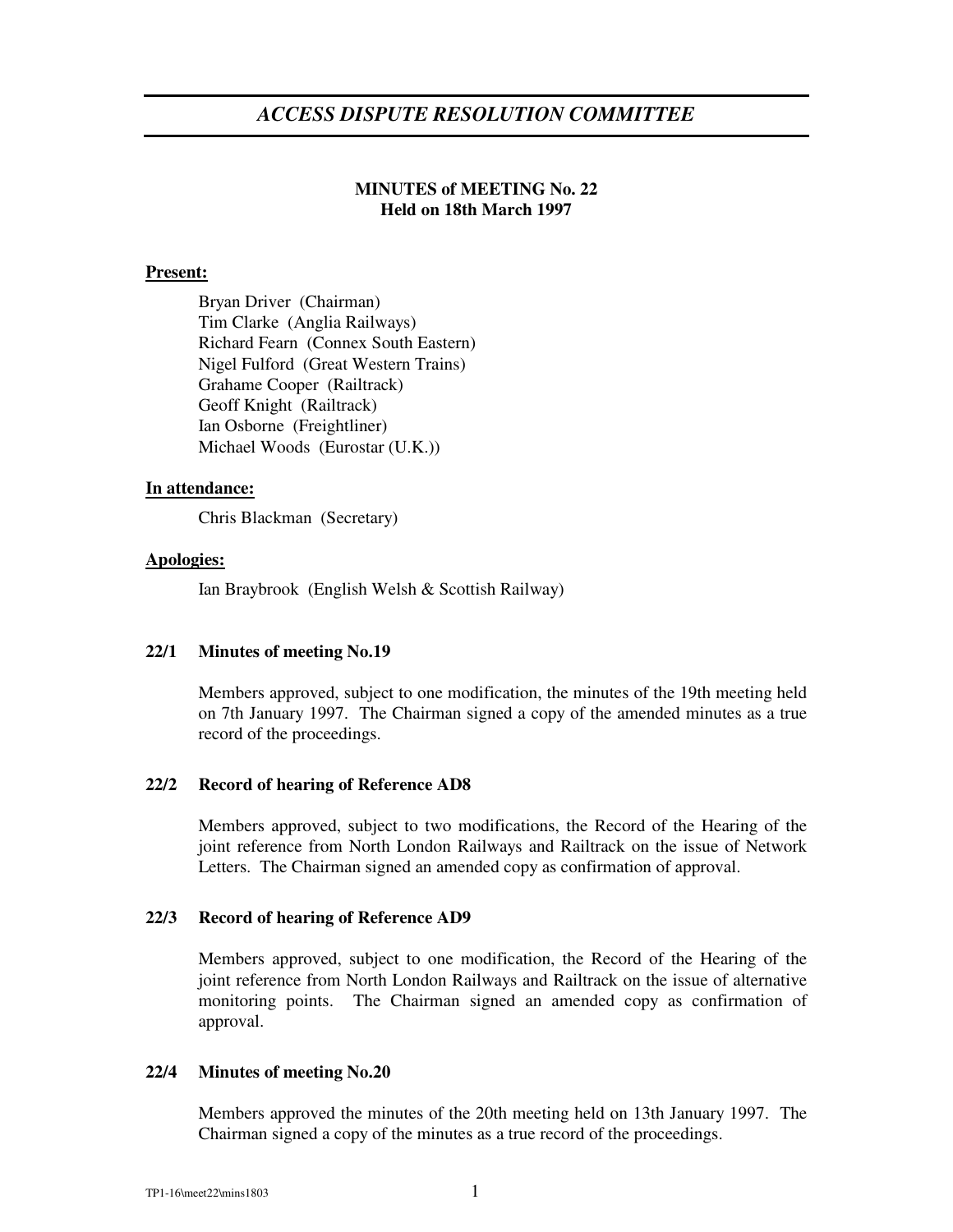# *ACCESS DISPUTE RESOLUTION COMMITTEE*

**MINUTES of MEETING No. 22**
**Held on 18th March 1997**

**Present:**

Bryan Driver (Chairman)
Tim Clarke (Anglia Railways)
Richard Fearn (Connex South Eastern)
Nigel Fulford (Great Western Trains)
Grahame Cooper (Railtrack)
Geoff Knight (Railtrack)
Ian Osborne (Freightliner)
Michael Woods (Eurostar (U.K.))

**In attendance:**

Chris Blackman (Secretary)

**Apologies:**

Ian Braybrook (English Welsh & Scottish Railway)

### 22/1 Minutes of meeting No.19

Members approved, subject to one modification, the minutes of the 19th meeting held on 7th January 1997. The Chairman signed a copy of the amended minutes as a true record of the proceedings.

### 22/2 Record of hearing of Reference AD8

Members approved, subject to two modifications, the Record of the Hearing of the joint reference from North London Railways and Railtrack on the issue of Network Letters. The Chairman signed an amended copy as confirmation of approval.

### 22/3 Record of hearing of Reference AD9

Members approved, subject to one modification, the Record of the Hearing of the joint reference from North London Railways and Railtrack on the issue of alternative monitoring points. The Chairman signed an amended copy as confirmation of approval.

### 22/4 Minutes of meeting No.20

Members approved the minutes of the 20th meeting held on 13th January 1997. The Chairman signed a copy of the minutes as a true record of the proceedings.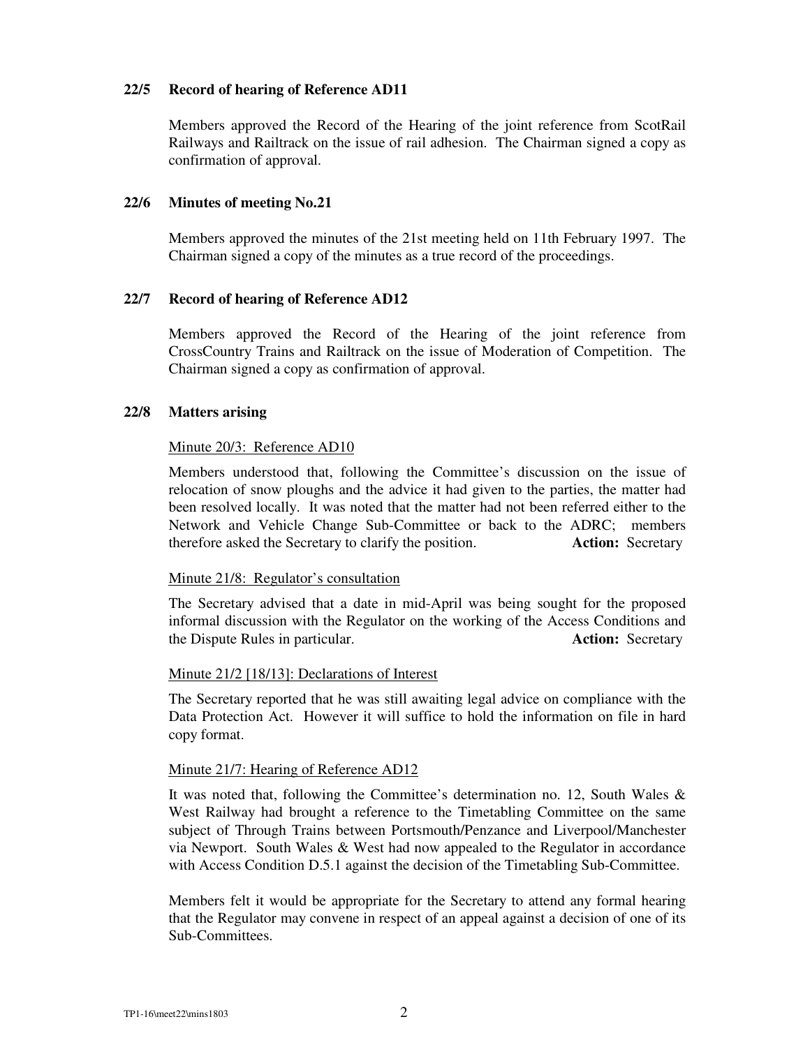### 22/5 Record of hearing of Reference AD11

Members approved the Record of the Hearing of the joint reference from ScotRail Railways and Railtrack on the issue of rail adhesion. The Chairman signed a copy as confirmation of approval.

### 22/6 Minutes of meeting No.21

Members approved the minutes of the 21st meeting held on 11th February 1997. The Chairman signed a copy of the minutes as a true record of the proceedings.

### 22/7 Record of hearing of Reference AD12

Members approved the Record of the Hearing of the joint reference from CrossCountry Trains and Railtrack on the issue of Moderation of Competition. The Chairman signed a copy as confirmation of approval.

### 22/8 Matters arising

Minute 20/3: Reference AD10

Members understood that, following the Committee's discussion on the issue of relocation of snow ploughs and the advice it had given to the parties, the matter had been resolved locally. It was noted that the matter had not been referred either to the Network and Vehicle Change Sub-Committee or back to the ADRC; members therefore asked the Secretary to clarify the position. **Action:** Secretary

Minute 21/8: Regulator's consultation

The Secretary advised that a date in mid-April was being sought for the proposed informal discussion with the Regulator on the working of the Access Conditions and the Dispute Rules in particular. **Action:** Secretary

Minute 21/2 [18/13]: Declarations of Interest

The Secretary reported that he was still awaiting legal advice on compliance with the Data Protection Act. However it will suffice to hold the information on file in hard copy format.

Minute 21/7: Hearing of Reference AD12

It was noted that, following the Committee's determination no. 12, South Wales & West Railway had brought a reference to the Timetabling Committee on the same subject of Through Trains between Portsmouth/Penzance and Liverpool/Manchester via Newport. South Wales & West had now appealed to the Regulator in accordance with Access Condition D.5.1 against the decision of the Timetabling Sub-Committee.

Members felt it would be appropriate for the Secretary to attend any formal hearing that the Regulator may convene in respect of an appeal against a decision of one of its Sub-Committees.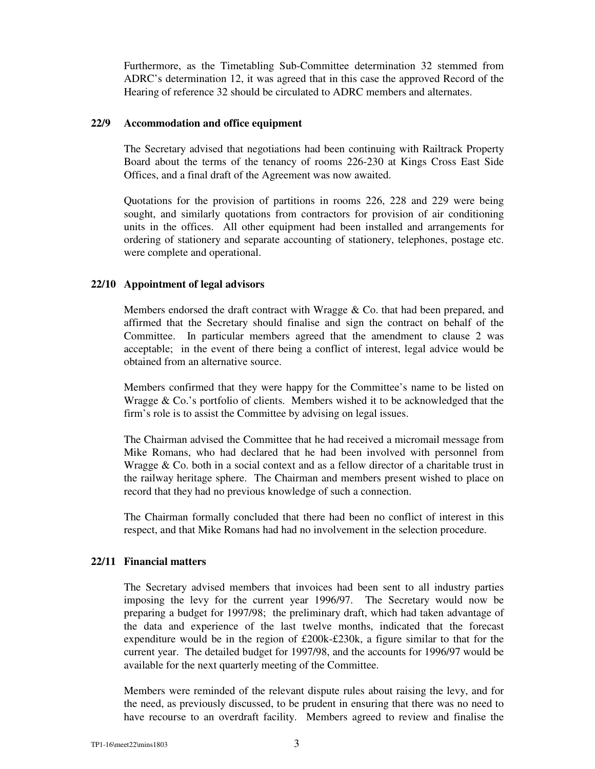Furthermore, as the Timetabling Sub-Committee determination 32 stemmed from ADRC's determination 12, it was agreed that in this case the approved Record of the Hearing of reference 32 should be circulated to ADRC members and alternates.

**22/9 Accommodation and office equipment**

The Secretary advised that negotiations had been continuing with Railtrack Property Board about the terms of the tenancy of rooms 226-230 at Kings Cross East Side Offices, and a final draft of the Agreement was now awaited.

Quotations for the provision of partitions in rooms 226, 228 and 229 were being sought, and similarly quotations from contractors for provision of air conditioning units in the offices. All other equipment had been installed and arrangements for ordering of stationery and separate accounting of stationery, telephones, postage etc. were complete and operational.

**22/10 Appointment of legal advisors**

Members endorsed the draft contract with Wragge & Co. that had been prepared, and affirmed that the Secretary should finalise and sign the contract on behalf of the Committee. In particular members agreed that the amendment to clause 2 was acceptable; in the event of there being a conflict of interest, legal advice would be obtained from an alternative source.

Members confirmed that they were happy for the Committee's name to be listed on Wragge & Co.'s portfolio of clients. Members wished it to be acknowledged that the firm's role is to assist the Committee by advising on legal issues.

The Chairman advised the Committee that he had received a micromail message from Mike Romans, who had declared that he had been involved with personnel from Wragge & Co. both in a social context and as a fellow director of a charitable trust in the railway heritage sphere. The Chairman and members present wished to place on record that they had no previous knowledge of such a connection.

The Chairman formally concluded that there had been no conflict of interest in this respect, and that Mike Romans had had no involvement in the selection procedure.

**22/11 Financial matters**

The Secretary advised members that invoices had been sent to all industry parties imposing the levy for the current year 1996/97. The Secretary would now be preparing a budget for 1997/98; the preliminary draft, which had taken advantage of the data and experience of the last twelve months, indicated that the forecast expenditure would be in the region of £200k-£230k, a figure similar to that for the current year. The detailed budget for 1997/98, and the accounts for 1996/97 would be available for the next quarterly meeting of the Committee.

Members were reminded of the relevant dispute rules about raising the levy, and for the need, as previously discussed, to be prudent in ensuring that there was no need to have recourse to an overdraft facility. Members agreed to review and finalise the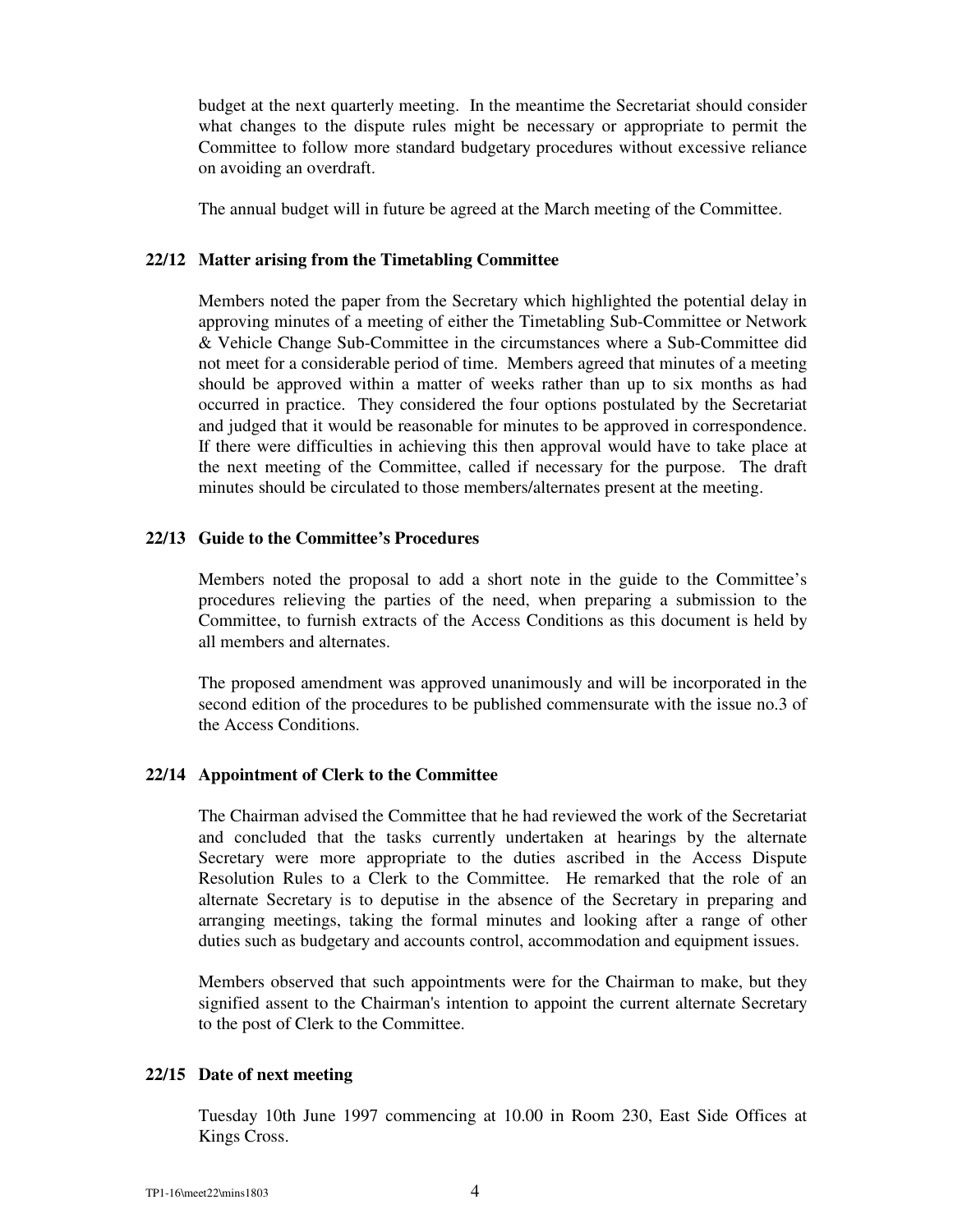budget at the next quarterly meeting. In the meantime the Secretariat should consider what changes to the dispute rules might be necessary or appropriate to permit the Committee to follow more standard budgetary procedures without excessive reliance on avoiding an overdraft.

The annual budget will in future be agreed at the March meeting of the Committee.

**22/12 Matter arising from the Timetabling Committee**

Members noted the paper from the Secretary which highlighted the potential delay in approving minutes of a meeting of either the Timetabling Sub-Committee or Network & Vehicle Change Sub-Committee in the circumstances where a Sub-Committee did not meet for a considerable period of time. Members agreed that minutes of a meeting should be approved within a matter of weeks rather than up to six months as had occurred in practice. They considered the four options postulated by the Secretariat and judged that it would be reasonable for minutes to be approved in correspondence. If there were difficulties in achieving this then approval would have to take place at the next meeting of the Committee, called if necessary for the purpose. The draft minutes should be circulated to those members/alternates present at the meeting.

**22/13 Guide to the Committee's Procedures**

Members noted the proposal to add a short note in the guide to the Committee's procedures relieving the parties of the need, when preparing a submission to the Committee, to furnish extracts of the Access Conditions as this document is held by all members and alternates.

The proposed amendment was approved unanimously and will be incorporated in the second edition of the procedures to be published commensurate with the issue no.3 of the Access Conditions.

**22/14 Appointment of Clerk to the Committee**

The Chairman advised the Committee that he had reviewed the work of the Secretariat and concluded that the tasks currently undertaken at hearings by the alternate Secretary were more appropriate to the duties ascribed in the Access Dispute Resolution Rules to a Clerk to the Committee. He remarked that the role of an alternate Secretary is to deputise in the absence of the Secretary in preparing and arranging meetings, taking the formal minutes and looking after a range of other duties such as budgetary and accounts control, accommodation and equipment issues.

Members observed that such appointments were for the Chairman to make, but they signified assent to the Chairman's intention to appoint the current alternate Secretary to the post of Clerk to the Committee.

**22/15 Date of next meeting**

Tuesday 10th June 1997 commencing at 10.00 in Room 230, East Side Offices at Kings Cross.

TP1-16\meet22\mins1803